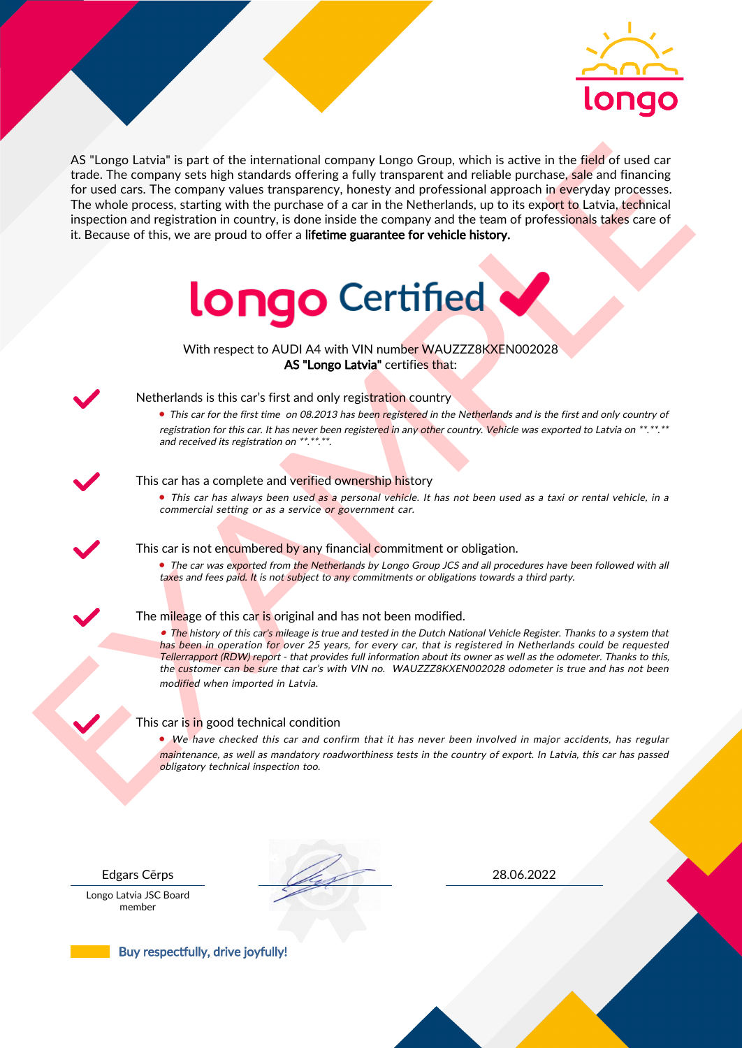longo

AS "Longo Latvia" is part of the international company Longo Group, which is active in the field of used car trade. The company sets high standards offering a fully transparent and reliable purchase, sale and financing for used cars. The company values transparency, honesty and professional approach in everyday processes. The whole process, starting with the purchase of a car in the Netherlands, up to its export to Latvia, technical inspection and registration in country, is done inside the company and the team of professionals takes care of it. Because of this, we are proud to offer a **lifetime guarantee for vehicle history.**

# longo Certified ✔

With respect to AUDI A4 with VIN number WAUZZZ8KXEN002028
**AS "Longo Latvia"** certifies that:

✔ Netherlands is this car's first and only registration country

- *This car for the first time on 08.2013 has been registered in the Netherlands and is the first and only country of registration for this car. It has never been registered in any other country. Vehicle was exported to Latvia on **.**.** and received its registration on **.**.**.*

✔ This car has a complete and verified ownership history

- *This car has always been used as a personal vehicle. It has not been used as a taxi or rental vehicle, in a commercial setting or as a service or government car.*

✔ This car is not encumbered by any financial commitment or obligation.

- *The car was exported from the Netherlands by Longo Group JCS and all procedures have been followed with all taxes and fees paid. It is not subject to any commitments or obligations towards a third party.*

✔ The mileage of this car is original and has not been modified.

- *The history of this car's mileage is true and tested in the Dutch National Vehicle Register. Thanks to a system that has been in operation for over 25 years, for every car, that is registered in Netherlands could be requested Tellerrapport (RDW) report - that provides full information about its owner as well as the odometer. Thanks to this, the customer can be sure that car's with VIN no. WAUZZZ8KXEN002028 odometer is true and has not been modified when imported in Latvia.*

✔ This car is in good technical condition

- *We have checked this car and confirm that it has never been involved in major accidents, has regular maintenance, as well as mandatory roadworthiness tests in the country of export. In Latvia, this car has passed obligatory technical inspection too.*

EXAMPLE

| Edgars Cērps | [signature] | 28.06.2022 |
|---|---|---|
| Longo Latvia JSC Board member | | |

Buy respectfully, drive joyfully!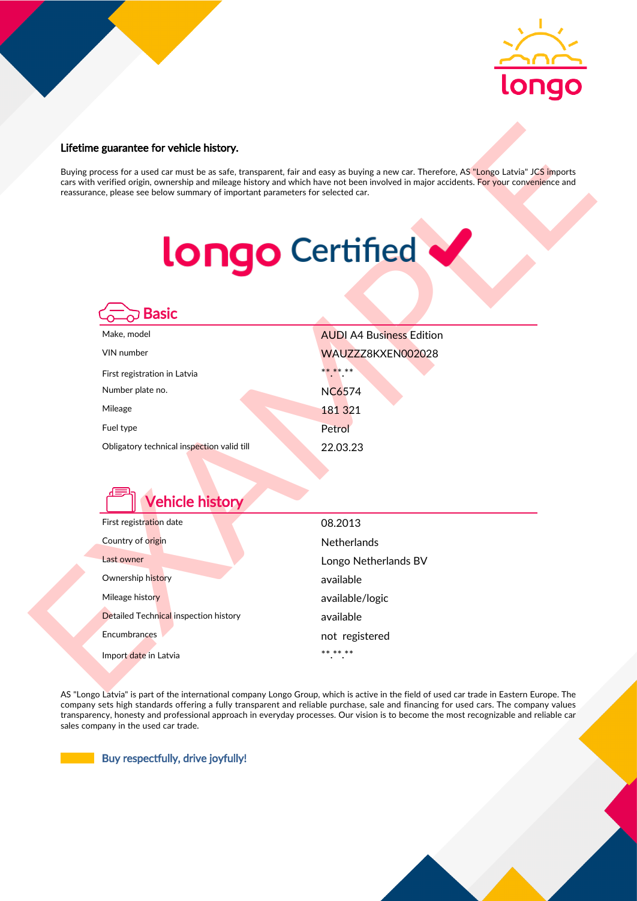longo

**Lifetime guarantee for vehicle history.**

Buying process for a used car must be as safe, transparent, fair and easy as buying a new car. Therefore, AS "Longo Latvia" JCS imports cars with verified origin, ownership and mileage history and which have not been involved in major accidents. For your convenience and reassurance, please see below summary of important parameters for selected car.

# longo Certified

## Basic

| | |
|---|---|
| Make, model | AUDI A4 Business Edition |
| VIN number | WAUZZZ8KXEN002028 |
| First registration in Latvia | **.**.** |
| Number plate no. | NC6574 |
| Mileage | 181 321 |
| Fuel type | Petrol |
| Obligatory technical inspection valid till | 22.03.23 |

## Vehicle history

| | |
|---|---|
| First registration date | 08.2013 |
| Country of origin | Netherlands |
| Last owner | Longo Netherlands BV |
| Ownership history | available |
| Mileage history | available/logic |
| Detailed Technical inspection history | available |
| Encumbrances | not registered |
| Import date in Latvia | **.**.** |

AS "Longo Latvia" is part of the international company Longo Group, which is active in the field of used car trade in Eastern Europe. The company sets high standards offering a fully transparent and reliable purchase, sale and financing for used cars. The company values transparency, honesty and professional approach in everyday processes. Our vision is to become the most recognizable and reliable car sales company in the used car trade.

**Buy respectfully, drive joyfully!**

EXAMPLE